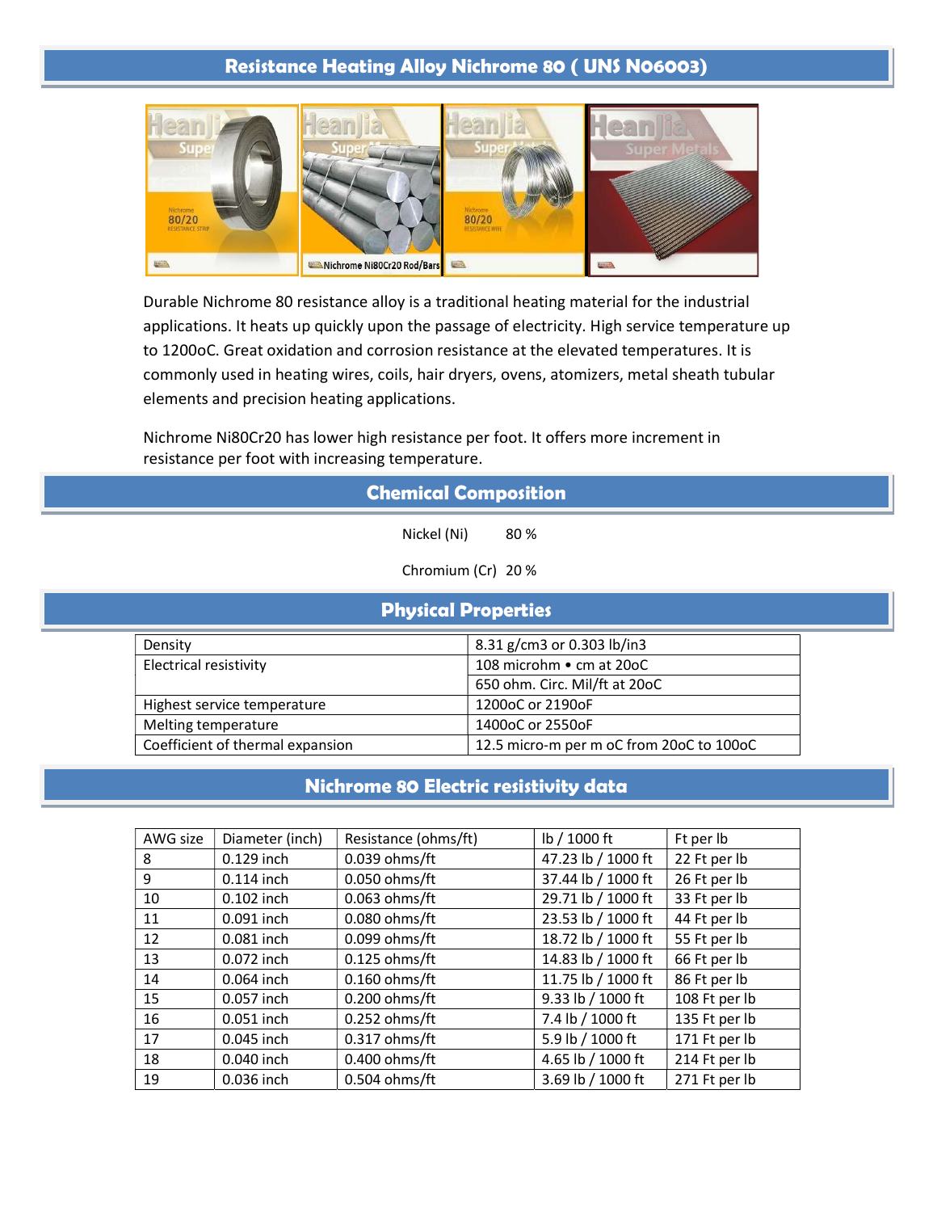# Resistance Heating Alloy Nichrome 80 ( UNS N06003)

Durable Nichrome 80 resistance alloy is a traditional heating material for the industrial applications. It heats up quickly upon the passage of electricity. High service temperature up to 1200oC. Great oxidation and corrosion resistance at the elevated temperatures. It is commonly used in heating wires, coils, hair dryers, ovens, atomizers, metal sheath tubular elements and precision heating applications.

Nichrome Ni80Cr20 has lower high resistance per foot. It offers more increment in resistance per foot with increasing temperature.

## Chemical Composition

Nickel (Ni) 80 %

Chromium (Cr) 20 %

## Physical Properties

| | |
|---|---|
| Density | 8.31 g/cm3 or 0.303 lb/in3 |
| Electrical resistivity | 108 microhm • cm at 20oC |
| | 650 ohm. Circ. Mil/ft at 20oC |
| Highest service temperature | 1200oC or 2190oF |
| Melting temperature | 1400oC or 2550oF |
| Coefficient of thermal expansion | 12.5 micro-m per m oC from 20oC to 100oC |

## Nichrome 80 Electric resistivity data

| AWG size | Diameter (inch) | Resistance (ohms/ft) | lb / 1000 ft | Ft per lb |
|---|---|---|---|---|
| 8 | 0.129 inch | 0.039 ohms/ft | 47.23 lb / 1000 ft | 22 Ft per lb |
| 9 | 0.114 inch | 0.050 ohms/ft | 37.44 lb / 1000 ft | 26 Ft per lb |
| 10 | 0.102 inch | 0.063 ohms/ft | 29.71 lb / 1000 ft | 33 Ft per lb |
| 11 | 0.091 inch | 0.080 ohms/ft | 23.53 lb / 1000 ft | 44 Ft per lb |
| 12 | 0.081 inch | 0.099 ohms/ft | 18.72 lb / 1000 ft | 55 Ft per lb |
| 13 | 0.072 inch | 0.125 ohms/ft | 14.83 lb / 1000 ft | 66 Ft per lb |
| 14 | 0.064 inch | 0.160 ohms/ft | 11.75 lb / 1000 ft | 86 Ft per lb |
| 15 | 0.057 inch | 0.200 ohms/ft | 9.33 lb / 1000 ft | 108 Ft per lb |
| 16 | 0.051 inch | 0.252 ohms/ft | 7.4 lb / 1000 ft | 135 Ft per lb |
| 17 | 0.045 inch | 0.317 ohms/ft | 5.9 lb / 1000 ft | 171 Ft per lb |
| 18 | 0.040 inch | 0.400 ohms/ft | 4.65 lb / 1000 ft | 214 Ft per lb |
| 19 | 0.036 inch | 0.504 ohms/ft | 3.69 lb / 1000 ft | 271 Ft per lb |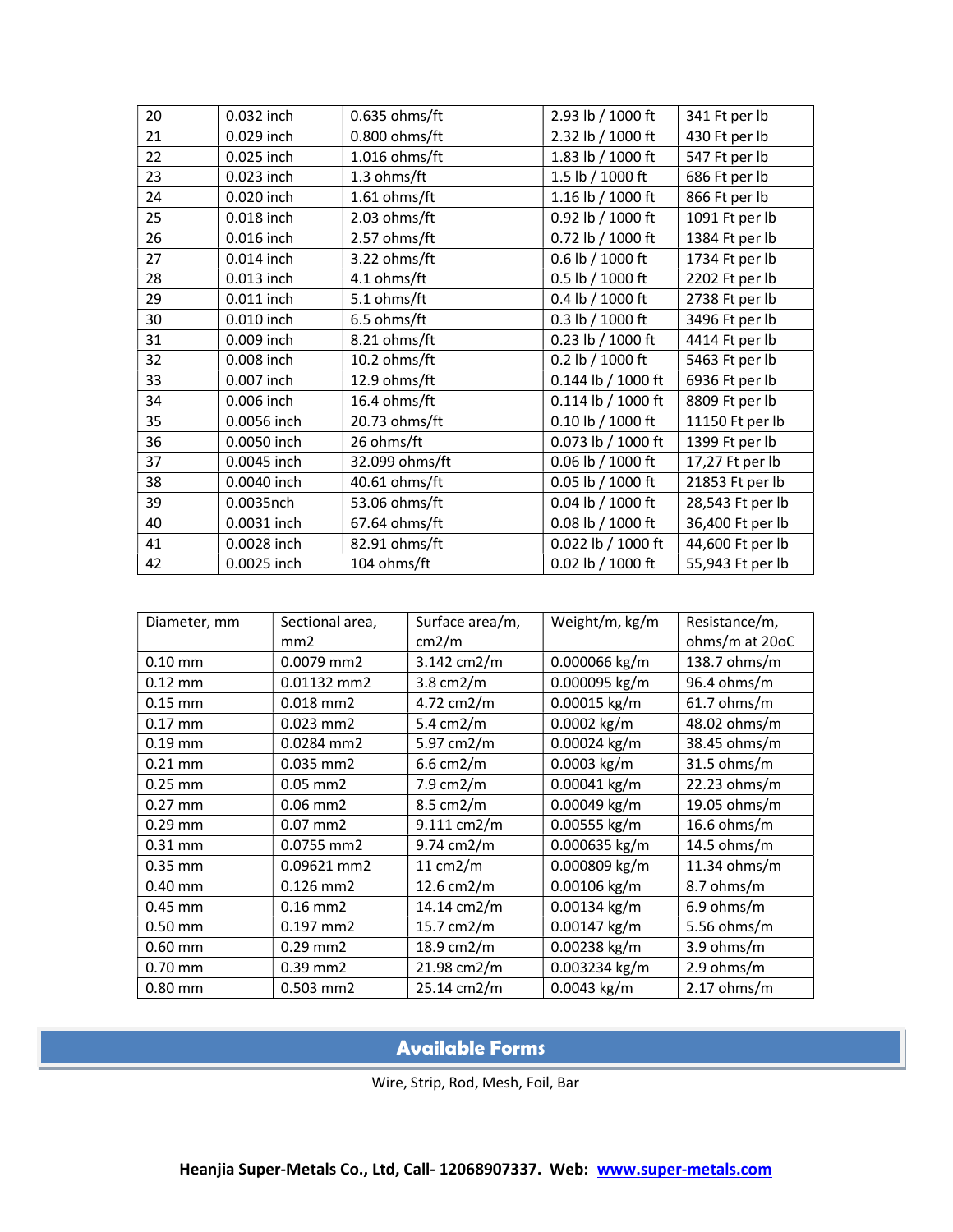| | | | | |
|---|---|---|---|---|
| 20 | 0.032 inch | 0.635 ohms/ft | 2.93 lb / 1000 ft | 341 Ft per lb |
| 21 | 0.029 inch | 0.800 ohms/ft | 2.32 lb / 1000 ft | 430 Ft per lb |
| 22 | 0.025 inch | 1.016 ohms/ft | 1.83 lb / 1000 ft | 547 Ft per lb |
| 23 | 0.023 inch | 1.3 ohms/ft | 1.5 lb / 1000 ft | 686 Ft per lb |
| 24 | 0.020 inch | 1.61 ohms/ft | 1.16 lb / 1000 ft | 866 Ft per lb |
| 25 | 0.018 inch | 2.03 ohms/ft | 0.92 lb / 1000 ft | 1091 Ft per lb |
| 26 | 0.016 inch | 2.57 ohms/ft | 0.72 lb / 1000 ft | 1384 Ft per lb |
| 27 | 0.014 inch | 3.22 ohms/ft | 0.6 lb / 1000 ft | 1734 Ft per lb |
| 28 | 0.013 inch | 4.1 ohms/ft | 0.5 lb / 1000 ft | 2202 Ft per lb |
| 29 | 0.011 inch | 5.1 ohms/ft | 0.4 lb / 1000 ft | 2738 Ft per lb |
| 30 | 0.010 inch | 6.5 ohms/ft | 0.3 lb / 1000 ft | 3496 Ft per lb |
| 31 | 0.009 inch | 8.21 ohms/ft | 0.23 lb / 1000 ft | 4414 Ft per lb |
| 32 | 0.008 inch | 10.2 ohms/ft | 0.2 lb / 1000 ft | 5463 Ft per lb |
| 33 | 0.007 inch | 12.9 ohms/ft | 0.144 lb / 1000 ft | 6936 Ft per lb |
| 34 | 0.006 inch | 16.4 ohms/ft | 0.114 lb / 1000 ft | 8809 Ft per lb |
| 35 | 0.0056 inch | 20.73 ohms/ft | 0.10 lb / 1000 ft | 11150 Ft per lb |
| 36 | 0.0050 inch | 26 ohms/ft | 0.073 lb / 1000 ft | 1399 Ft per lb |
| 37 | 0.0045 inch | 32.099 ohms/ft | 0.06 lb / 1000 ft | 17,27 Ft per lb |
| 38 | 0.0040 inch | 40.61 ohms/ft | 0.05 lb / 1000 ft | 21853 Ft per lb |
| 39 | 0.0035nch | 53.06 ohms/ft | 0.04 lb / 1000 ft | 28,543 Ft per lb |
| 40 | 0.0031 inch | 67.64 ohms/ft | 0.08 lb / 1000 ft | 36,400 Ft per lb |
| 41 | 0.0028 inch | 82.91 ohms/ft | 0.022 lb / 1000 ft | 44,600 Ft per lb |
| 42 | 0.0025 inch | 104 ohms/ft | 0.02 lb / 1000 ft | 55,943 Ft per lb |

| Diameter, mm | Sectional area, mm2 | Surface area/m, cm2/m | Weight/m, kg/m | Resistance/m, ohms/m at 20oC |
|---|---|---|---|---|
| 0.10 mm | 0.0079 mm2 | 3.142 cm2/m | 0.000066 kg/m | 138.7 ohms/m |
| 0.12 mm | 0.01132 mm2 | 3.8 cm2/m | 0.000095 kg/m | 96.4 ohms/m |
| 0.15 mm | 0.018 mm2 | 4.72 cm2/m | 0.00015 kg/m | 61.7 ohms/m |
| 0.17 mm | 0.023 mm2 | 5.4 cm2/m | 0.0002 kg/m | 48.02 ohms/m |
| 0.19 mm | 0.0284 mm2 | 5.97 cm2/m | 0.00024 kg/m | 38.45 ohms/m |
| 0.21 mm | 0.035 mm2 | 6.6 cm2/m | 0.0003 kg/m | 31.5 ohms/m |
| 0.25 mm | 0.05 mm2 | 7.9 cm2/m | 0.00041 kg/m | 22.23 ohms/m |
| 0.27 mm | 0.06 mm2 | 8.5 cm2/m | 0.00049 kg/m | 19.05 ohms/m |
| 0.29 mm | 0.07 mm2 | 9.111 cm2/m | 0.00555 kg/m | 16.6 ohms/m |
| 0.31 mm | 0.0755 mm2 | 9.74 cm2/m | 0.000635 kg/m | 14.5 ohms/m |
| 0.35 mm | 0.09621 mm2 | 11 cm2/m | 0.000809 kg/m | 11.34 ohms/m |
| 0.40 mm | 0.126 mm2 | 12.6 cm2/m | 0.00106 kg/m | 8.7 ohms/m |
| 0.45 mm | 0.16 mm2 | 14.14 cm2/m | 0.00134 kg/m | 6.9 ohms/m |
| 0.50 mm | 0.197 mm2 | 15.7 cm2/m | 0.00147 kg/m | 5.56 ohms/m |
| 0.60 mm | 0.29 mm2 | 18.9 cm2/m | 0.00238 kg/m | 3.9 ohms/m |
| 0.70 mm | 0.39 mm2 | 21.98 cm2/m | 0.003234 kg/m | 2.9 ohms/m |
| 0.80 mm | 0.503 mm2 | 25.14 cm2/m | 0.0043 kg/m | 2.17 ohms/m |

## Available Forms

Wire, Strip, Rod, Mesh, Foil, Bar

**Heanjia Super-Metals Co., Ltd, Call- 12068907337. Web: www.super-metals.com**